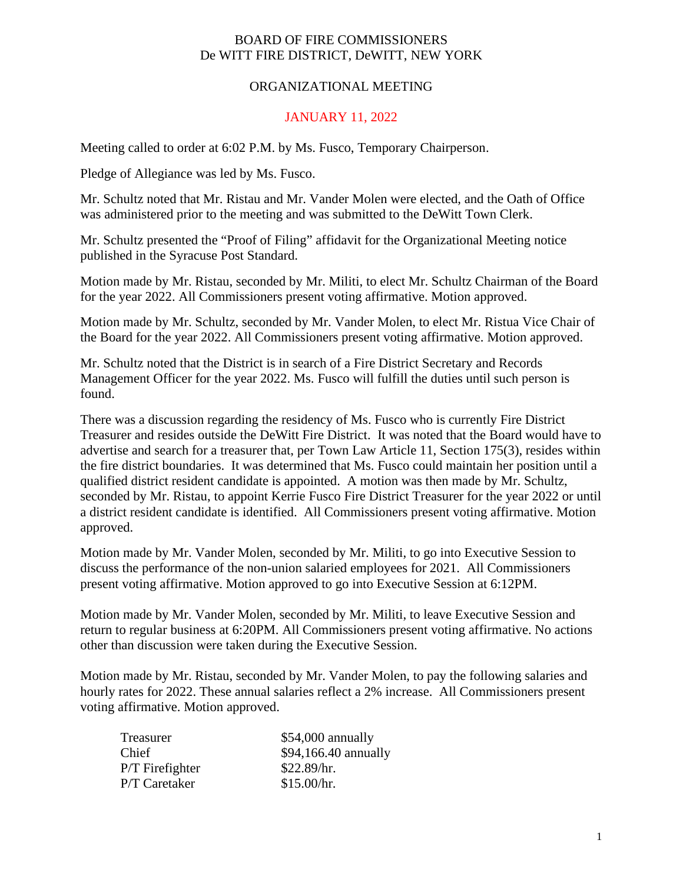BOARD OF FIRE COMMISSIONERS
De WITT FIRE DISTRICT, DeWITT, NEW YORK

ORGANIZATIONAL MEETING

JANUARY 11, 2022

Meeting called to order at 6:02 P.M. by Ms. Fusco, Temporary Chairperson.

Pledge of Allegiance was led by Ms. Fusco.

Mr. Schultz noted that Mr. Ristau and Mr. Vander Molen were elected, and the Oath of Office was administered prior to the meeting and was submitted to the DeWitt Town Clerk.

Mr. Schultz presented the "Proof of Filing" affidavit for the Organizational Meeting notice published in the Syracuse Post Standard.

Motion made by Mr. Ristau, seconded by Mr. Militi, to elect Mr. Schultz Chairman of the Board for the year 2022. All Commissioners present voting affirmative. Motion approved.

Motion made by Mr. Schultz, seconded by Mr. Vander Molen, to elect Mr. Ristua Vice Chair of the Board for the year 2022. All Commissioners present voting affirmative. Motion approved.

Mr. Schultz noted that the District is in search of a Fire District Secretary and Records Management Officer for the year 2022. Ms. Fusco will fulfill the duties until such person is found.

There was a discussion regarding the residency of Ms. Fusco who is currently Fire District Treasurer and resides outside the DeWitt Fire District. It was noted that the Board would have to advertise and search for a treasurer that, per Town Law Article 11, Section 175(3), resides within the fire district boundaries. It was determined that Ms. Fusco could maintain her position until a qualified district resident candidate is appointed. A motion was then made by Mr. Schultz, seconded by Mr. Ristau, to appoint Kerrie Fusco Fire District Treasurer for the year 2022 or until a district resident candidate is identified. All Commissioners present voting affirmative. Motion approved.

Motion made by Mr. Vander Molen, seconded by Mr. Militi, to go into Executive Session to discuss the performance of the non-union salaried employees for 2021. All Commissioners present voting affirmative. Motion approved to go into Executive Session at 6:12PM.

Motion made by Mr. Vander Molen, seconded by Mr. Militi, to leave Executive Session and return to regular business at 6:20PM. All Commissioners present voting affirmative. No actions other than discussion were taken during the Executive Session.

Motion made by Mr. Ristau, seconded by Mr. Vander Molen, to pay the following salaries and hourly rates for 2022. These annual salaries reflect a 2% increase. All Commissioners present voting affirmative. Motion approved.

| | |
|---|---|
| Treasurer | $54,000 annually |
| Chief | $94,166.40 annually |
| P/T Firefighter | $22.89/hr. |
| P/T Caretaker | $15.00/hr. |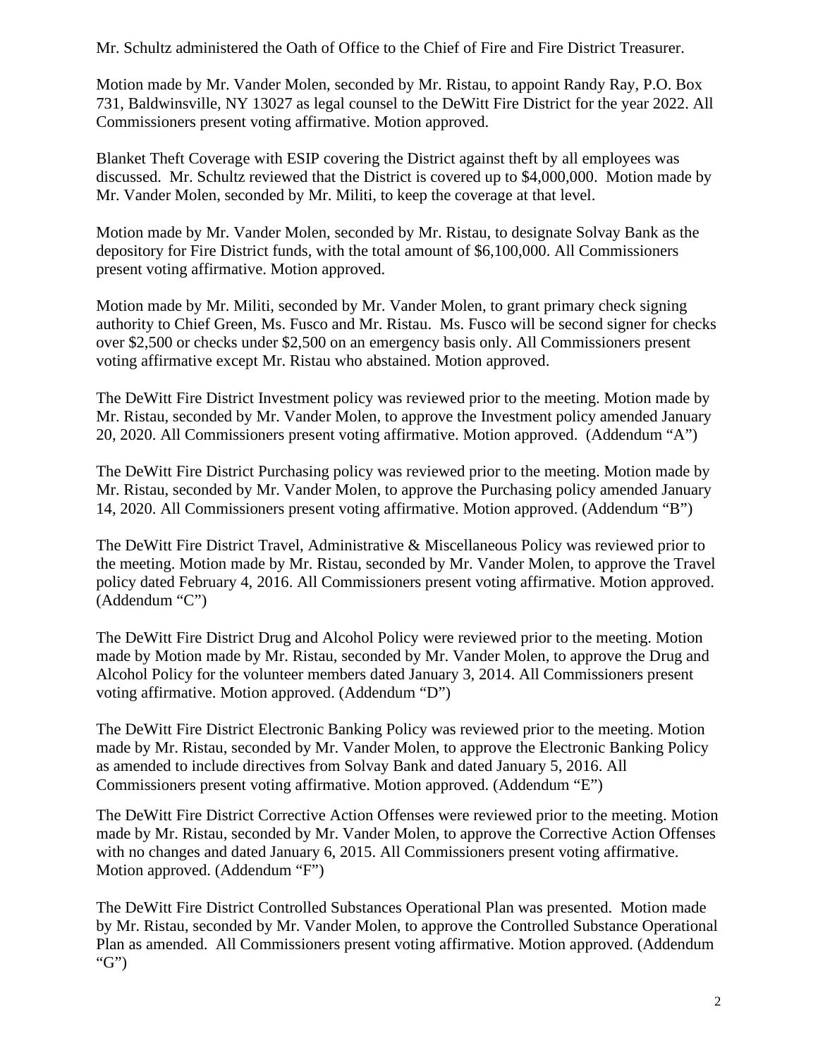Mr. Schultz administered the Oath of Office to the Chief of Fire and Fire District Treasurer.

Motion made by Mr. Vander Molen, seconded by Mr. Ristau, to appoint Randy Ray, P.O. Box 731, Baldwinsville, NY 13027 as legal counsel to the DeWitt Fire District for the year 2022. All Commissioners present voting affirmative. Motion approved.

Blanket Theft Coverage with ESIP covering the District against theft by all employees was discussed. Mr. Schultz reviewed that the District is covered up to $4,000,000. Motion made by Mr. Vander Molen, seconded by Mr. Militi, to keep the coverage at that level.

Motion made by Mr. Vander Molen, seconded by Mr. Ristau, to designate Solvay Bank as the depository for Fire District funds, with the total amount of $6,100,000. All Commissioners present voting affirmative. Motion approved.

Motion made by Mr. Militi, seconded by Mr. Vander Molen, to grant primary check signing authority to Chief Green, Ms. Fusco and Mr. Ristau. Ms. Fusco will be second signer for checks over $2,500 or checks under $2,500 on an emergency basis only. All Commissioners present voting affirmative except Mr. Ristau who abstained. Motion approved.

The DeWitt Fire District Investment policy was reviewed prior to the meeting. Motion made by Mr. Ristau, seconded by Mr. Vander Molen, to approve the Investment policy amended January 20, 2020. All Commissioners present voting affirmative. Motion approved. (Addendum "A")

The DeWitt Fire District Purchasing policy was reviewed prior to the meeting. Motion made by Mr. Ristau, seconded by Mr. Vander Molen, to approve the Purchasing policy amended January 14, 2020. All Commissioners present voting affirmative. Motion approved. (Addendum "B")

The DeWitt Fire District Travel, Administrative & Miscellaneous Policy was reviewed prior to the meeting. Motion made by Mr. Ristau, seconded by Mr. Vander Molen, to approve the Travel policy dated February 4, 2016. All Commissioners present voting affirmative. Motion approved. (Addendum "C")

The DeWitt Fire District Drug and Alcohol Policy were reviewed prior to the meeting. Motion made by Motion made by Mr. Ristau, seconded by Mr. Vander Molen, to approve the Drug and Alcohol Policy for the volunteer members dated January 3, 2014. All Commissioners present voting affirmative. Motion approved. (Addendum "D")

The DeWitt Fire District Electronic Banking Policy was reviewed prior to the meeting. Motion made by Mr. Ristau, seconded by Mr. Vander Molen, to approve the Electronic Banking Policy as amended to include directives from Solvay Bank and dated January 5, 2016. All Commissioners present voting affirmative. Motion approved. (Addendum "E")

The DeWitt Fire District Corrective Action Offenses were reviewed prior to the meeting. Motion made by Mr. Ristau, seconded by Mr. Vander Molen, to approve the Corrective Action Offenses with no changes and dated January 6, 2015. All Commissioners present voting affirmative. Motion approved. (Addendum "F")

The DeWitt Fire District Controlled Substances Operational Plan was presented. Motion made by Mr. Ristau, seconded by Mr. Vander Molen, to approve the Controlled Substance Operational Plan as amended. All Commissioners present voting affirmative. Motion approved. (Addendum "G")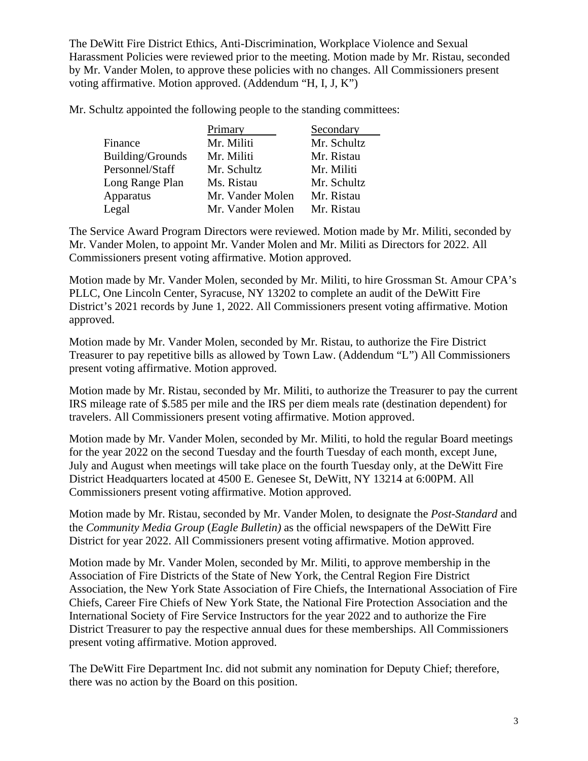The DeWitt Fire District Ethics, Anti-Discrimination, Workplace Violence and Sexual Harassment Policies were reviewed prior to the meeting. Motion made by Mr. Ristau, seconded by Mr. Vander Molen, to approve these policies with no changes. All Commissioners present voting affirmative. Motion approved. (Addendum "H, I, J, K")

Mr. Schultz appointed the following people to the standing committees:

| | Primary | Secondary |
|---|---|---|
| Finance | Mr. Militi | Mr. Schultz |
| Building/Grounds | Mr. Militi | Mr. Ristau |
| Personnel/Staff | Mr. Schultz | Mr. Militi |
| Long Range Plan | Ms. Ristau | Mr. Schultz |
| Apparatus | Mr. Vander Molen | Mr. Ristau |
| Legal | Mr. Vander Molen | Mr. Ristau |

The Service Award Program Directors were reviewed. Motion made by Mr. Militi, seconded by Mr. Vander Molen, to appoint Mr. Vander Molen and Mr. Militi as Directors for 2022. All Commissioners present voting affirmative. Motion approved.

Motion made by Mr. Vander Molen, seconded by Mr. Militi, to hire Grossman St. Amour CPA's PLLC, One Lincoln Center, Syracuse, NY 13202 to complete an audit of the DeWitt Fire District's 2021 records by June 1, 2022. All Commissioners present voting affirmative. Motion approved.

Motion made by Mr. Vander Molen, seconded by Mr. Ristau, to authorize the Fire District Treasurer to pay repetitive bills as allowed by Town Law. (Addendum "L") All Commissioners present voting affirmative. Motion approved.

Motion made by Mr. Ristau, seconded by Mr. Militi, to authorize the Treasurer to pay the current IRS mileage rate of $.585 per mile and the IRS per diem meals rate (destination dependent) for travelers. All Commissioners present voting affirmative. Motion approved.

Motion made by Mr. Vander Molen, seconded by Mr. Militi, to hold the regular Board meetings for the year 2022 on the second Tuesday and the fourth Tuesday of each month, except June, July and August when meetings will take place on the fourth Tuesday only, at the DeWitt Fire District Headquarters located at 4500 E. Genesee St, DeWitt, NY 13214 at 6:00PM. All Commissioners present voting affirmative. Motion approved.

Motion made by Mr. Ristau, seconded by Mr. Vander Molen, to designate the *Post-Standard* and the *Community Media Group* (*Eagle Bulletin)* as the official newspapers of the DeWitt Fire District for year 2022. All Commissioners present voting affirmative. Motion approved.

Motion made by Mr. Vander Molen, seconded by Mr. Militi, to approve membership in the Association of Fire Districts of the State of New York, the Central Region Fire District Association, the New York State Association of Fire Chiefs, the International Association of Fire Chiefs, Career Fire Chiefs of New York State, the National Fire Protection Association and the International Society of Fire Service Instructors for the year 2022 and to authorize the Fire District Treasurer to pay the respective annual dues for these memberships. All Commissioners present voting affirmative. Motion approved.

The DeWitt Fire Department Inc. did not submit any nomination for Deputy Chief; therefore, there was no action by the Board on this position.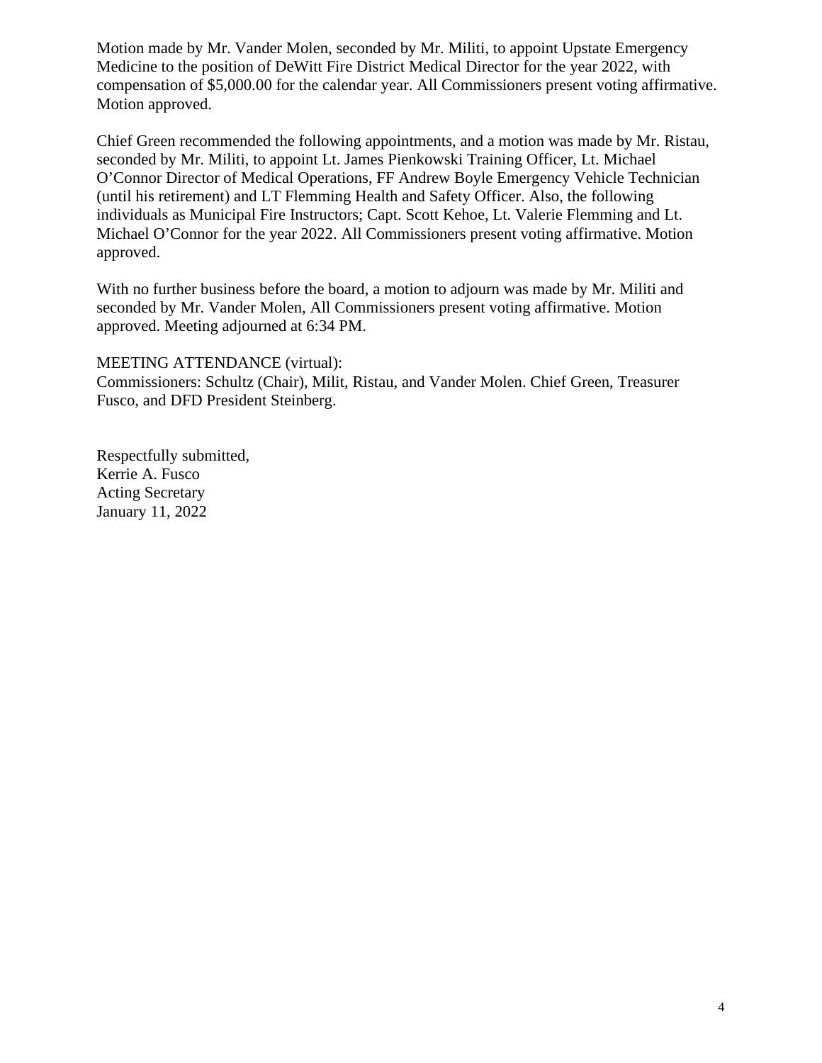Motion made by Mr. Vander Molen, seconded by Mr. Militi, to appoint Upstate Emergency Medicine to the position of DeWitt Fire District Medical Director for the year 2022, with compensation of $5,000.00 for the calendar year. All Commissioners present voting affirmative. Motion approved.

Chief Green recommended the following appointments, and a motion was made by Mr. Ristau, seconded by Mr. Militi, to appoint Lt. James Pienkowski Training Officer, Lt. Michael O'Connor Director of Medical Operations, FF Andrew Boyle Emergency Vehicle Technician (until his retirement) and LT Flemming Health and Safety Officer. Also, the following individuals as Municipal Fire Instructors; Capt. Scott Kehoe, Lt. Valerie Flemming and Lt. Michael O'Connor for the year 2022. All Commissioners present voting affirmative. Motion approved.

With no further business before the board, a motion to adjourn was made by Mr. Militi and seconded by Mr. Vander Molen, All Commissioners present voting affirmative. Motion approved. Meeting adjourned at 6:34 PM.

MEETING ATTENDANCE (virtual):
Commissioners: Schultz (Chair), Milit, Ristau, and Vander Molen. Chief Green, Treasurer Fusco, and DFD President Steinberg.

Respectfully submitted,
Kerrie A. Fusco
Acting Secretary
January 11, 2022